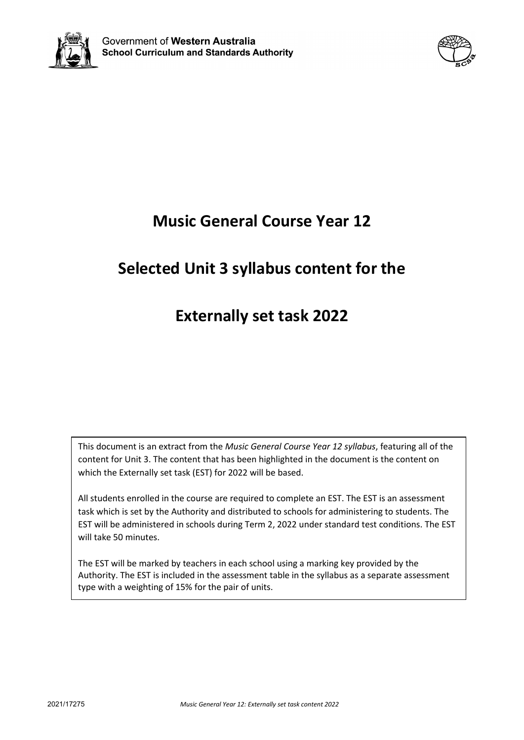Government of **Western Australia**
**School Curriculum and Standards Authority**

# Music General Course Year 12

# Selected Unit 3 syllabus content for the

# Externally set task 2022

This document is an extract from the *Music General Course Year 12 syllabus*, featuring all of the content for Unit 3. The content that has been highlighted in the document is the content on which the Externally set task (EST) for 2022 will be based.

All students enrolled in the course are required to complete an EST. The EST is an assessment task which is set by the Authority and distributed to schools for administering to students. The EST will be administered in schools during Term 2, 2022 under standard test conditions. The EST will take 50 minutes.

The EST will be marked by teachers in each school using a marking key provided by the Authority. The EST is included in the assessment table in the syllabus as a separate assessment type with a weighting of 15% for the pair of units.

2021/17275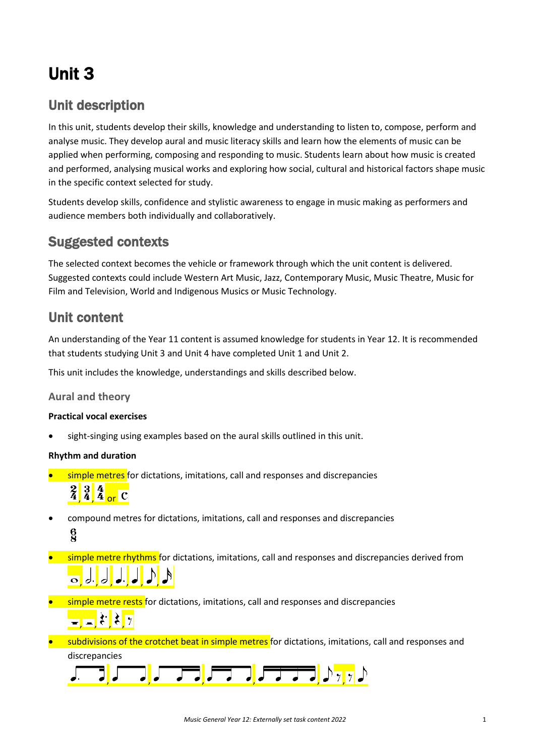# Unit 3

## Unit description

In this unit, students develop their skills, knowledge and understanding to listen to, compose, perform and analyse music. They develop aural and music literacy skills and learn how the elements of music can be applied when performing, composing and responding to music. Students learn about how music is created and performed, analysing musical works and exploring how social, cultural and historical factors shape music in the specific context selected for study.

Students develop skills, confidence and stylistic awareness to engage in music making as performers and audience members both individually and collaboratively.

## Suggested contexts

The selected context becomes the vehicle or framework through which the unit content is delivered. Suggested contexts could include Western Art Music, Jazz, Contemporary Music, Music Theatre, Music for Film and Television, World and Indigenous Musics or Music Technology.

## Unit content

An understanding of the Year 11 content is assumed knowledge for students in Year 12. It is recommended that students studying Unit 3 and Unit 4 have completed Unit 1 and Unit 2.

This unit includes the knowledge, understandings and skills described below.

### Aural and theory

**Practical vocal exercises**

- sight-singing using examples based on the aural skills outlined in this unit.

**Rhythm and duration**

- simple metres for dictations, imitations, call and responses and discrepancies
  $\frac{2}{4}$, $\frac{3}{4}$, $\frac{4}{4}$ or C
- compound metres for dictations, imitations, call and responses and discrepancies
  $\frac{6}{8}$
- simple metre rhythms for dictations, imitations, call and responses and discrepancies derived from
  𝅝, 𝅗𝅥., 𝅗𝅥, ♩., ♩, ♪, 𝅘𝅥𝅯
- simple metre rests for dictations, imitations, call and responses and discrepancies
  𝄻, 𝄼, 𝄽., 𝄽, 𝄾
- subdivisions of the crotchet beat in simple metres for dictations, imitations, call and responses and discrepancies
  ♪. 𝅘𝅥𝅯, ♪ ♪, ♪ 𝅘𝅥𝅯 𝅘𝅥𝅯, 𝅘𝅥𝅯 𝅘𝅥𝅯 ♪, 𝅘𝅥𝅯 𝅘𝅥𝅯 𝅘𝅥𝅯 𝅘𝅥𝅯, ♪ 𝄾, 𝄾 ♪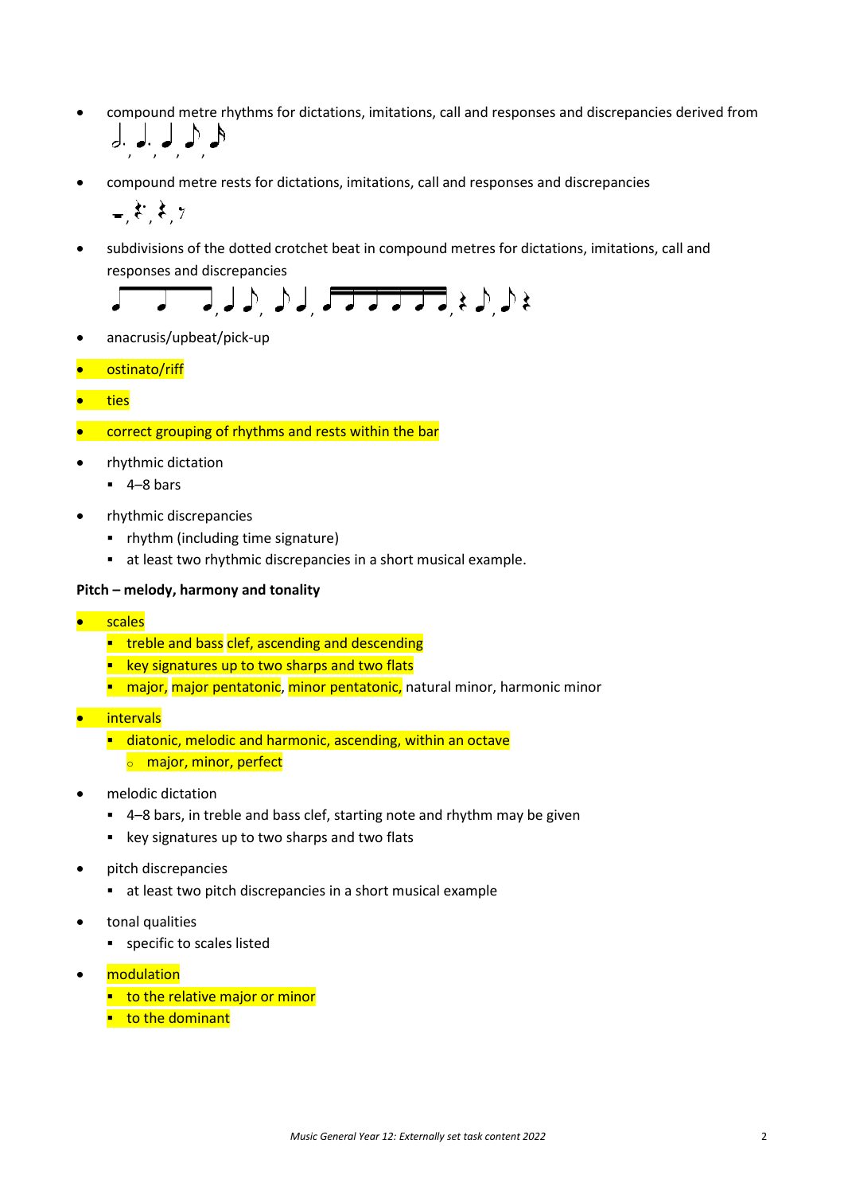- compound metre rhythms for dictations, imitations, call and responses and discrepancies derived from
- compound metre rests for dictations, imitations, call and responses and discrepancies
- subdivisions of the dotted crotchet beat in compound metres for dictations, imitations, call and responses and discrepancies
- anacrusis/upbeat/pick-up
- ostinato/riff
- ties
- correct grouping of rhythms and rests within the bar
- rhythmic dictation
  - 4–8 bars
- rhythmic discrepancies
  - rhythm (including time signature)
  - at least two rhythmic discrepancies in a short musical example.

**Pitch – melody, harmony and tonality**

- scales
  - treble and bass clef, ascending and descending
  - key signatures up to two sharps and two flats
  - major, major pentatonic, minor pentatonic, natural minor, harmonic minor
- intervals
  - diatonic, melodic and harmonic, ascending, within an octave
    - major, minor, perfect
- melodic dictation
  - 4–8 bars, in treble and bass clef, starting note and rhythm may be given
  - key signatures up to two sharps and two flats
- pitch discrepancies
  - at least two pitch discrepancies in a short musical example
- tonal qualities
  - specific to scales listed
- modulation
  - to the relative major or minor
  - to the dominant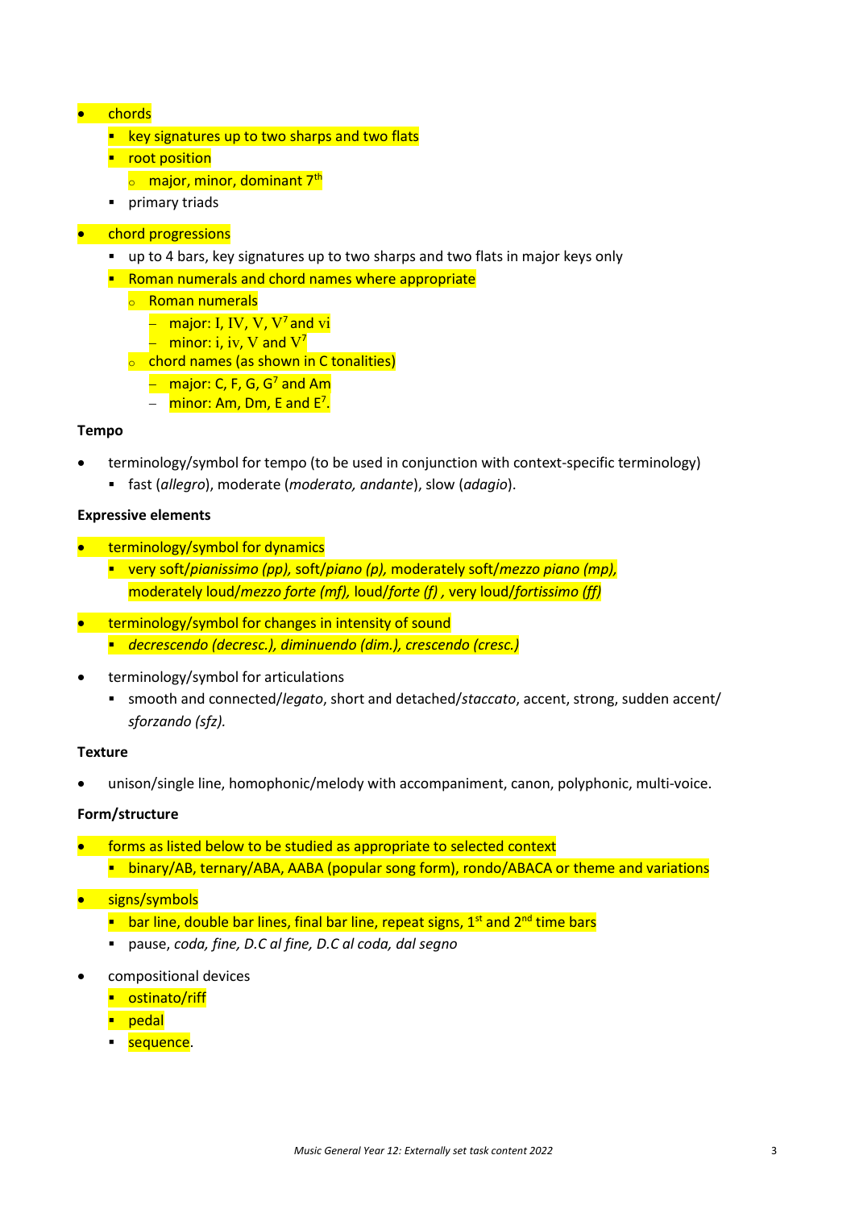- chords
  - key signatures up to two sharps and two flats
  - root position
    - major, minor, dominant 7th
  - primary triads
- chord progressions
  - up to 4 bars, key signatures up to two sharps and two flats in major keys only
  - Roman numerals and chord names where appropriate
    - Roman numerals
      - major: I, IV, V, $V^7$ and vi
      - minor: i, iv, V and $V^7$
    - chord names (as shown in C tonalities)
      - major: C, F, G, $G^7$ and Am
      - minor: Am, Dm, E and $E^7$.

**Tempo**

- terminology/symbol for tempo (to be used in conjunction with context-specific terminology)
  - fast (*allegro*), moderate (*moderato, andante*), slow (*adagio*).

**Expressive elements**

- terminology/symbol for dynamics
  - very soft/*pianissimo (pp),* soft/*piano (p),* moderately soft/*mezzo piano (mp),* moderately loud/*mezzo forte (mf),* loud/*forte (f)* , very loud/*fortissimo (ff)*
- terminology/symbol for changes in intensity of sound
  - *decrescendo (decresc.), diminuendo (dim.), crescendo (cresc.)*
- terminology/symbol for articulations
  - smooth and connected/*legato*, short and detached/*staccato*, accent, strong, sudden accent/ *sforzando (sfz).*

**Texture**

- unison/single line, homophonic/melody with accompaniment, canon, polyphonic, multi-voice.

**Form/structure**

- forms as listed below to be studied as appropriate to selected context
  - binary/AB, ternary/ABA, AABA (popular song form), rondo/ABACA or theme and variations
- signs/symbols
  - bar line, double bar lines, final bar line, repeat signs, 1st and 2nd time bars
  - pause, *coda, fine, D.C al fine, D.C al coda, dal segno*
- compositional devices
  - ostinato/riff
  - pedal
  - sequence.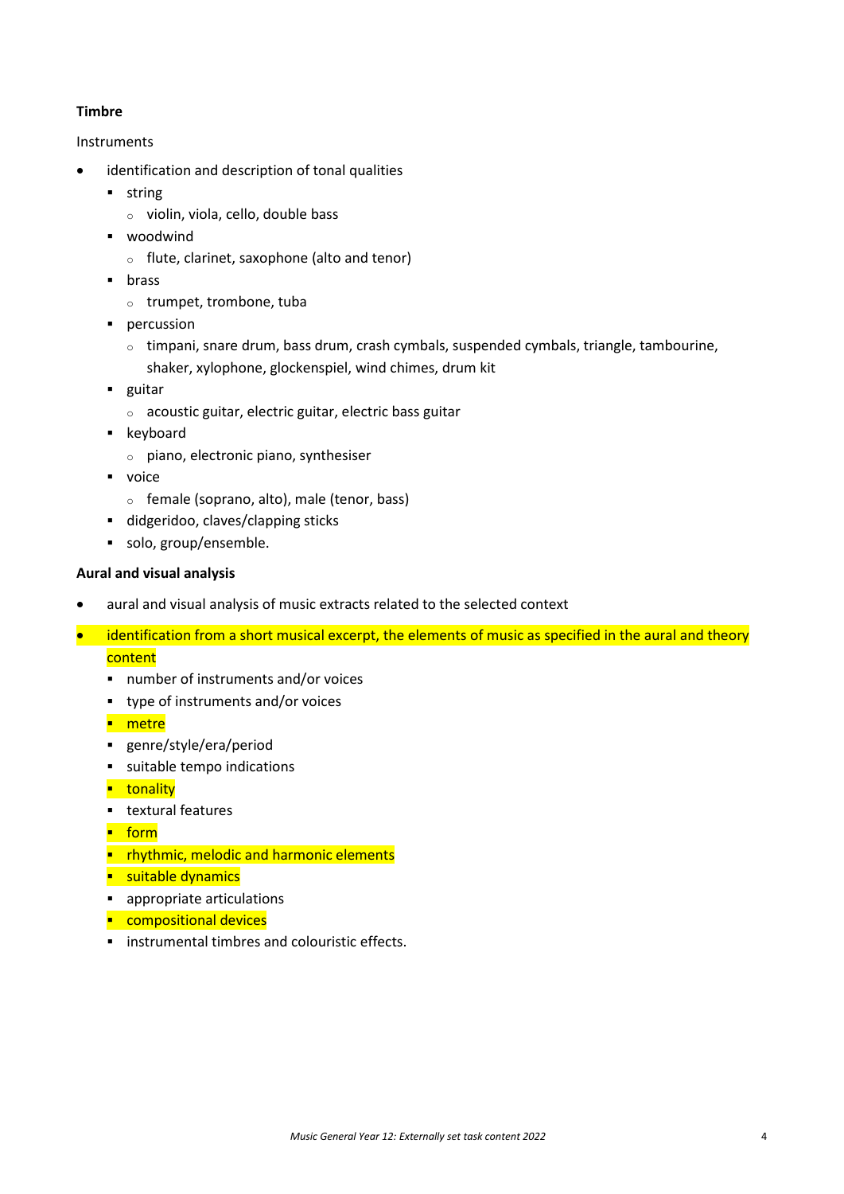**Timbre**

Instruments

- identification and description of tonal qualities
  - string
    - violin, viola, cello, double bass
  - woodwind
    - flute, clarinet, saxophone (alto and tenor)
  - brass
    - trumpet, trombone, tuba
  - percussion
    - timpani, snare drum, bass drum, crash cymbals, suspended cymbals, triangle, tambourine, shaker, xylophone, glockenspiel, wind chimes, drum kit
  - guitar
    - acoustic guitar, electric guitar, electric bass guitar
  - keyboard
    - piano, electronic piano, synthesiser
  - voice
    - female (soprano, alto), male (tenor, bass)
  - didgeridoo, claves/clapping sticks
  - solo, group/ensemble.

**Aural and visual analysis**

- aural and visual analysis of music extracts related to the selected context
- identification from a short musical excerpt, the elements of music as specified in the aural and theory content
  - number of instruments and/or voices
  - type of instruments and/or voices
  - metre
  - genre/style/era/period
  - suitable tempo indications
  - tonality
  - textural features
  - form
  - rhythmic, melodic and harmonic elements
  - suitable dynamics
  - appropriate articulations
  - compositional devices
  - instrumental timbres and colouristic effects.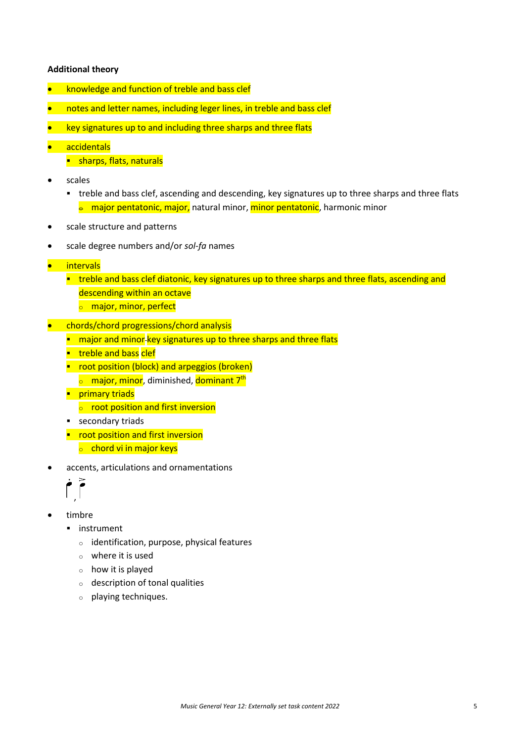**Additional theory**

- knowledge and function of treble and bass clef
- notes and letter names, including leger lines, in treble and bass clef
- key signatures up to and including three sharps and three flats
- accidentals
  - sharps, flats, naturals
- scales
  - treble and bass clef, ascending and descending, key signatures up to three sharps and three flats
    - major pentatonic, major, natural minor, minor pentatonic, harmonic minor
- scale structure and patterns
- scale degree numbers and/or *sol-fa* names
- intervals
  - treble and bass clef diatonic, key signatures up to three sharps and three flats, ascending and descending within an octave
    - major, minor, perfect
- chords/chord progressions/chord analysis
  - major and minor key signatures up to three sharps and three flats
  - treble and bass clef
  - root position (block) and arpeggios (broken)
    - major, minor, diminished, dominant 7th
  - primary triads
    - root position and first inversion
  - secondary triads
  - root position and first inversion
    - chord vi in major keys
- accents, articulations and ornamentations
- timbre
  - instrument
    - identification, purpose, physical features
    - where it is used
    - how it is played
    - description of tonal qualities
    - playing techniques.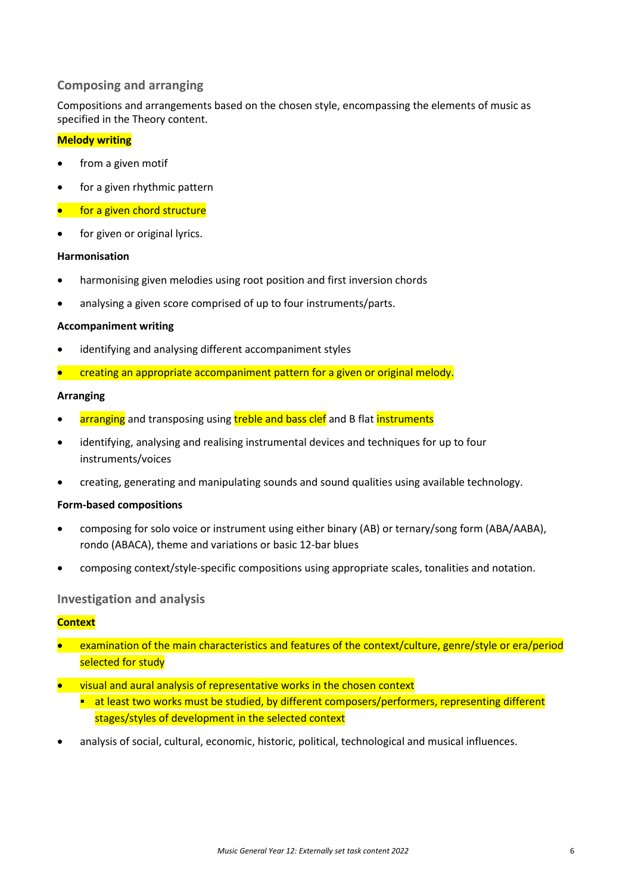## Composing and arranging

Compositions and arrangements based on the chosen style, encompassing the elements of music as specified in the Theory content.

**Melody writing**

- from a given motif
- for a given rhythmic pattern
- for a given chord structure
- for given or original lyrics.

**Harmonisation**

- harmonising given melodies using root position and first inversion chords
- analysing a given score comprised of up to four instruments/parts.

**Accompaniment writing**

- identifying and analysing different accompaniment styles
- creating an appropriate accompaniment pattern for a given or original melody.

**Arranging**

- arranging and transposing using treble and bass clef and B flat instruments
- identifying, analysing and realising instrumental devices and techniques for up to four instruments/voices
- creating, generating and manipulating sounds and sound qualities using available technology.

**Form-based compositions**

- composing for solo voice or instrument using either binary (AB) or ternary/song form (ABA/AABA), rondo (ABACA), theme and variations or basic 12-bar blues
- composing context/style-specific compositions using appropriate scales, tonalities and notation.

## Investigation and analysis

**Context**

- examination of the main characteristics and features of the context/culture, genre/style or era/period selected for study
- visual and aural analysis of representative works in the chosen context
  - at least two works must be studied, by different composers/performers, representing different stages/styles of development in the selected context
- analysis of social, cultural, economic, historic, political, technological and musical influences.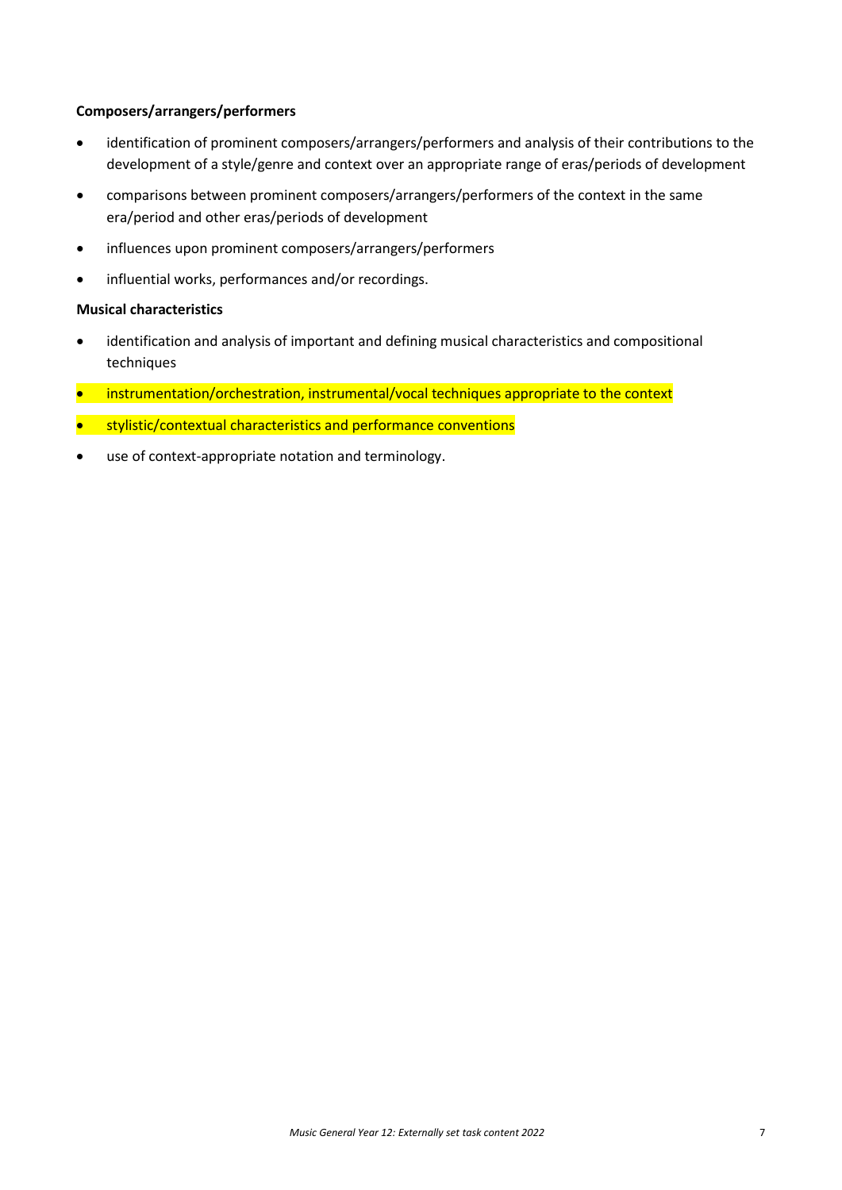**Composers/arrangers/performers**

- identification of prominent composers/arrangers/performers and analysis of their contributions to the development of a style/genre and context over an appropriate range of eras/periods of development
- comparisons between prominent composers/arrangers/performers of the context in the same era/period and other eras/periods of development
- influences upon prominent composers/arrangers/performers
- influential works, performances and/or recordings.

**Musical characteristics**

- identification and analysis of important and defining musical characteristics and compositional techniques
- instrumentation/orchestration, instrumental/vocal techniques appropriate to the context
- stylistic/contextual characteristics and performance conventions
- use of context-appropriate notation and terminology.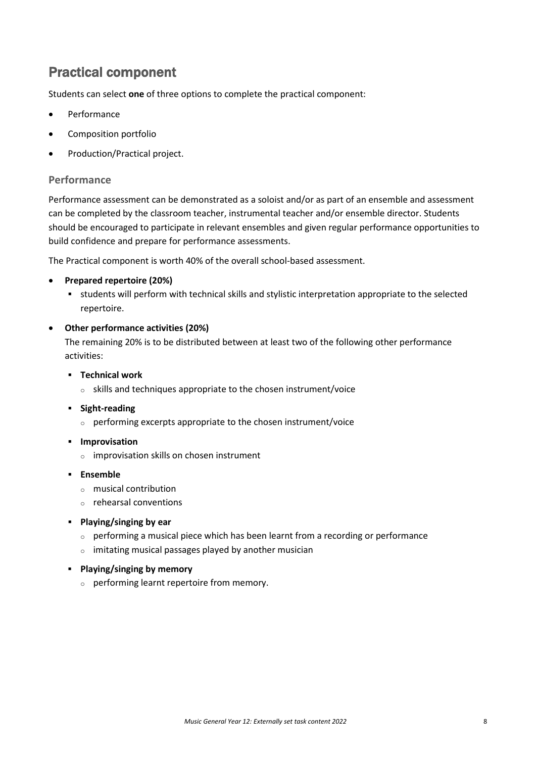## Practical component

Students can select **one** of three options to complete the practical component:

- Performance
- Composition portfolio
- Production/Practical project.

### Performance

Performance assessment can be demonstrated as a soloist and/or as part of an ensemble and assessment can be completed by the classroom teacher, instrumental teacher and/or ensemble director. Students should be encouraged to participate in relevant ensembles and given regular performance opportunities to build confidence and prepare for performance assessments.

The Practical component is worth 40% of the overall school-based assessment.

- **Prepared repertoire (20%)**
  - students will perform with technical skills and stylistic interpretation appropriate to the selected repertoire.
- **Other performance activities (20%)**
  The remaining 20% is to be distributed between at least two of the following other performance activities:
  - **Technical work**
    - skills and techniques appropriate to the chosen instrument/voice
  - **Sight-reading**
    - performing excerpts appropriate to the chosen instrument/voice
  - **Improvisation**
    - improvisation skills on chosen instrument
  - **Ensemble**
    - musical contribution
    - rehearsal conventions
  - **Playing/singing by ear**
    - performing a musical piece which has been learnt from a recording or performance
    - imitating musical passages played by another musician
  - **Playing/singing by memory**
    - performing learnt repertoire from memory.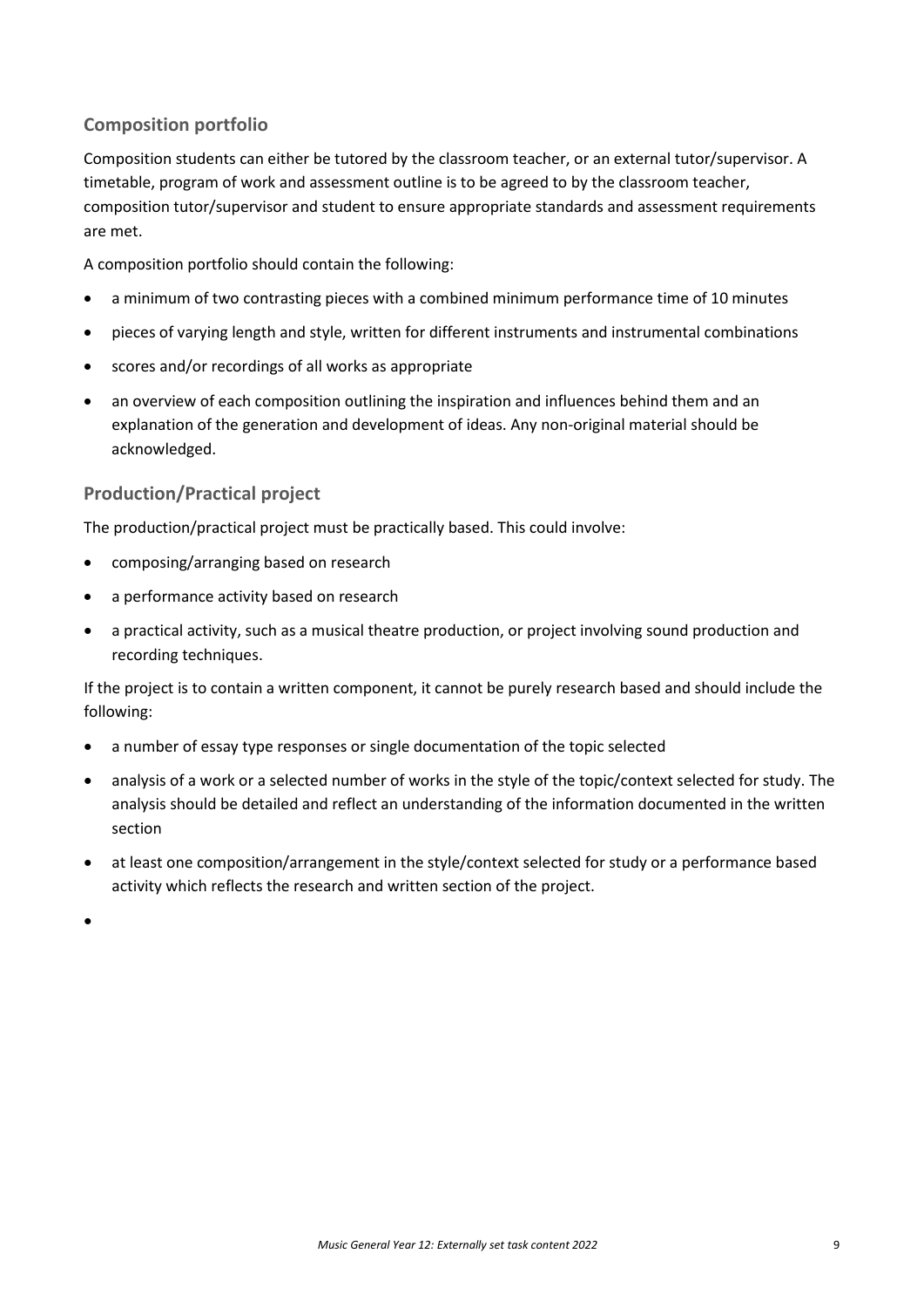## Composition portfolio

Composition students can either be tutored by the classroom teacher, or an external tutor/supervisor. A timetable, program of work and assessment outline is to be agreed to by the classroom teacher, composition tutor/supervisor and student to ensure appropriate standards and assessment requirements are met.

A composition portfolio should contain the following:

- a minimum of two contrasting pieces with a combined minimum performance time of 10 minutes
- pieces of varying length and style, written for different instruments and instrumental combinations
- scores and/or recordings of all works as appropriate
- an overview of each composition outlining the inspiration and influences behind them and an explanation of the generation and development of ideas. Any non-original material should be acknowledged.

## Production/Practical project

The production/practical project must be practically based. This could involve:

- composing/arranging based on research
- a performance activity based on research
- a practical activity, such as a musical theatre production, or project involving sound production and recording techniques.

If the project is to contain a written component, it cannot be purely research based and should include the following:

- a number of essay type responses or single documentation of the topic selected
- analysis of a work or a selected number of works in the style of the topic/context selected for study. The analysis should be detailed and reflect an understanding of the information documented in the written section
- at least one composition/arrangement in the style/context selected for study or a performance based activity which reflects the research and written section of the project.